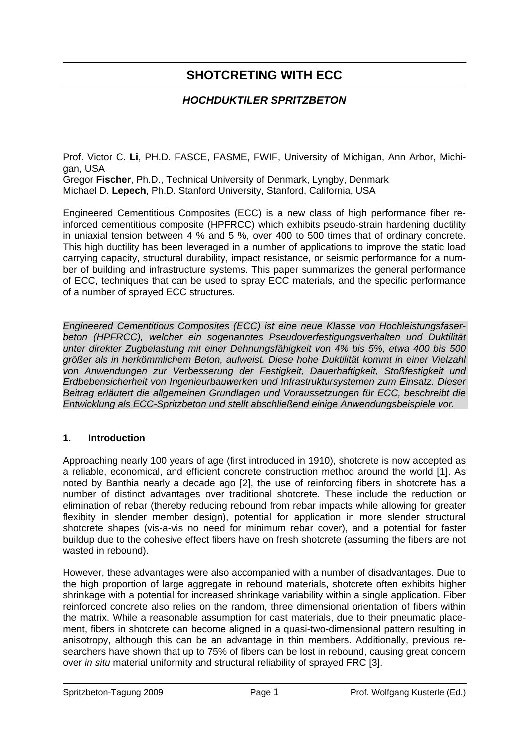# SHOTCRETING WITH ECC

## *HOCHDUKTILER SPRITZBETON*

Prof. Victor C. **Li**, PH.D. FASCE, FASME, FWIF, University of Michigan, Ann Arbor, Michigan, USA
Gregor **Fischer**, Ph.D., Technical University of Denmark, Lyngby, Denmark
Michael D. **Lepech**, Ph.D. Stanford University, Stanford, California, USA

Engineered Cementitious Composites (ECC) is a new class of high performance fiber reinforced cementitious composite (HPFRCC) which exhibits pseudo-strain hardening ductility in uniaxial tension between 4 % and 5 %, over 400 to 500 times that of ordinary concrete. This high ductility has been leveraged in a number of applications to improve the static load carrying capacity, structural durability, impact resistance, or seismic performance for a number of building and infrastructure systems. This paper summarizes the general performance of ECC, techniques that can be used to spray ECC materials, and the specific performance of a number of sprayed ECC structures.

*Engineered Cementitious Composites (ECC) ist eine neue Klasse von Hochleistungsfaserbeton (HPFRCC), welcher ein sogenanntes Pseudoverfestigungsverhalten und Duktilität unter direkter Zugbelastung mit einer Dehnungsfähigkeit von 4% bis 5%, etwa 400 bis 500 größer als in herkömmlichem Beton, aufweist. Diese hohe Duktilität kommt in einer Vielzahl von Anwendungen zur Verbesserung der Festigkeit, Dauerhaftigkeit, Stoßfestigkeit und Erdbebensicherheit von Ingenieurbauwerken und Infrastruktursystemen zum Einsatz. Dieser Beitrag erläutert die allgemeinen Grundlagen und Voraussetzungen für ECC, beschreibt die Entwicklung als ECC-Spritzbeton und stellt abschließend einige Anwendungsbeispiele vor.*

### 1. Introduction

Approaching nearly 100 years of age (first introduced in 1910), shotcrete is now accepted as a reliable, economical, and efficient concrete construction method around the world [1]. As noted by Banthia nearly a decade ago [2], the use of reinforcing fibers in shotcrete has a number of distinct advantages over traditional shotcrete. These include the reduction or elimination of rebar (thereby reducing rebound from rebar impacts while allowing for greater flexibity in slender member design), potential for application in more slender structural shotcrete shapes (vis-a-vis no need for minimum rebar cover), and a potential for faster buildup due to the cohesive effect fibers have on fresh shotcrete (assuming the fibers are not wasted in rebound).

However, these advantages were also accompanied with a number of disadvantages. Due to the high proportion of large aggregate in rebound materials, shotcrete often exhibits higher shrinkage with a potential for increased shrinkage variability within a single application. Fiber reinforced concrete also relies on the random, three dimensional orientation of fibers within the matrix. While a reasonable assumption for cast materials, due to their pneumatic placement, fibers in shotcrete can become aligned in a quasi-two-dimensional pattern resulting in anisotropy, although this can be an advantage in thin members. Additionally, previous researchers have shown that up to 75% of fibers can be lost in rebound, causing great concern over *in situ* material uniformity and structural reliability of sprayed FRC [3].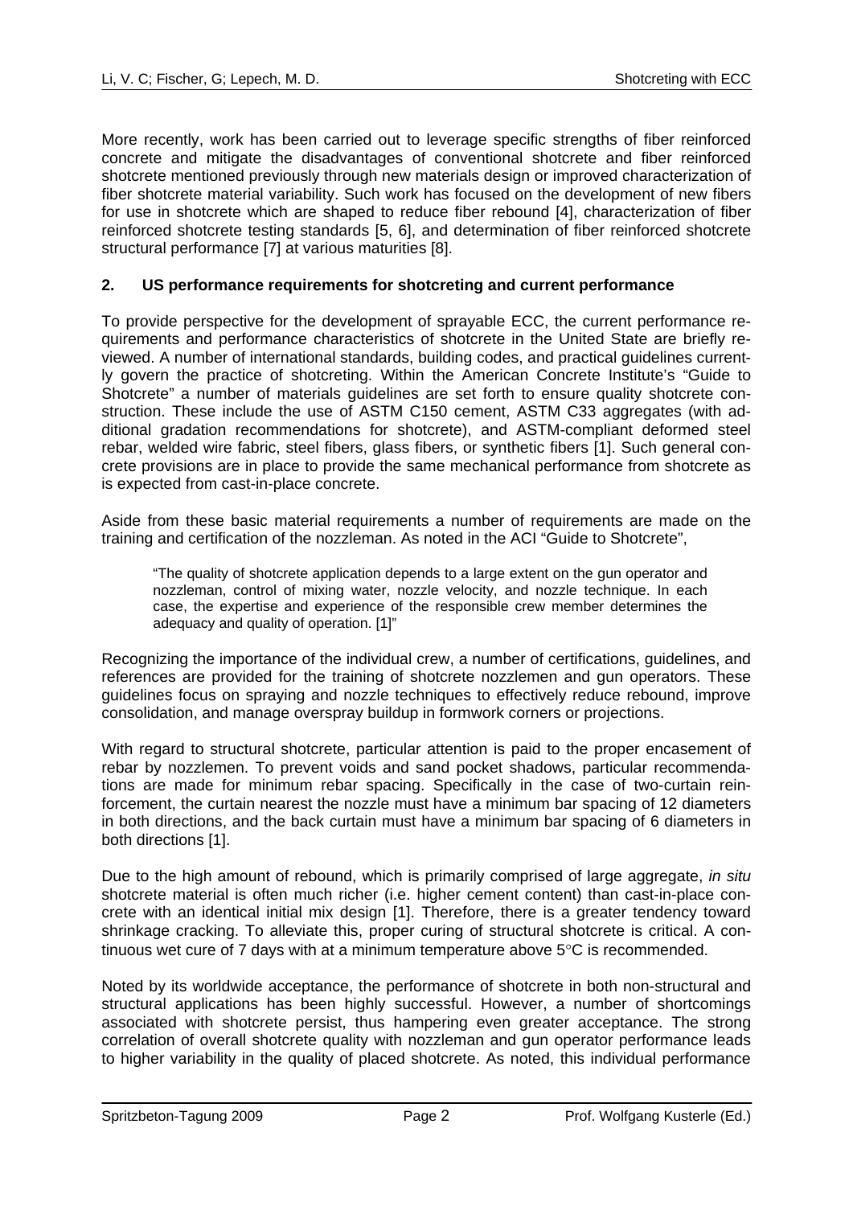More recently, work has been carried out to leverage specific strengths of fiber reinforced concrete and mitigate the disadvantages of conventional shotcrete and fiber reinforced shotcrete mentioned previously through new materials design or improved characterization of fiber shotcrete material variability. Such work has focused on the development of new fibers for use in shotcrete which are shaped to reduce fiber rebound [4], characterization of fiber reinforced shotcrete testing standards [5, 6], and determination of fiber reinforced shotcrete structural performance [7] at various maturities [8].

## 2. US performance requirements for shotcreting and current performance

To provide perspective for the development of sprayable ECC, the current performance requirements and performance characteristics of shotcrete in the United State are briefly reviewed. A number of international standards, building codes, and practical guidelines currently govern the practice of shotcreting. Within the American Concrete Institute's "Guide to Shotcrete" a number of materials guidelines are set forth to ensure quality shotcrete construction. These include the use of ASTM C150 cement, ASTM C33 aggregates (with additional gradation recommendations for shotcrete), and ASTM-compliant deformed steel rebar, welded wire fabric, steel fibers, glass fibers, or synthetic fibers [1]. Such general concrete provisions are in place to provide the same mechanical performance from shotcrete as is expected from cast-in-place concrete.

Aside from these basic material requirements a number of requirements are made on the training and certification of the nozzleman. As noted in the ACI "Guide to Shotcrete",

> "The quality of shotcrete application depends to a large extent on the gun operator and nozzleman, control of mixing water, nozzle velocity, and nozzle technique. In each case, the expertise and experience of the responsible crew member determines the adequacy and quality of operation. [1]"

Recognizing the importance of the individual crew, a number of certifications, guidelines, and references are provided for the training of shotcrete nozzlemen and gun operators. These guidelines focus on spraying and nozzle techniques to effectively reduce rebound, improve consolidation, and manage overspray buildup in formwork corners or projections.

With regard to structural shotcrete, particular attention is paid to the proper encasement of rebar by nozzlemen. To prevent voids and sand pocket shadows, particular recommendations are made for minimum rebar spacing. Specifically in the case of two-curtain reinforcement, the curtain nearest the nozzle must have a minimum bar spacing of 12 diameters in both directions, and the back curtain must have a minimum bar spacing of 6 diameters in both directions [1].

Due to the high amount of rebound, which is primarily comprised of large aggregate, *in situ* shotcrete material is often much richer (i.e. higher cement content) than cast-in-place concrete with an identical initial mix design [1]. Therefore, there is a greater tendency toward shrinkage cracking. To alleviate this, proper curing of structural shotcrete is critical. A continuous wet cure of 7 days with at a minimum temperature above 5°C is recommended.

Noted by its worldwide acceptance, the performance of shotcrete in both non-structural and structural applications has been highly successful. However, a number of shortcomings associated with shotcrete persist, thus hampering even greater acceptance. The strong correlation of overall shotcrete quality with nozzleman and gun operator performance leads to higher variability in the quality of placed shotcrete. As noted, this individual performance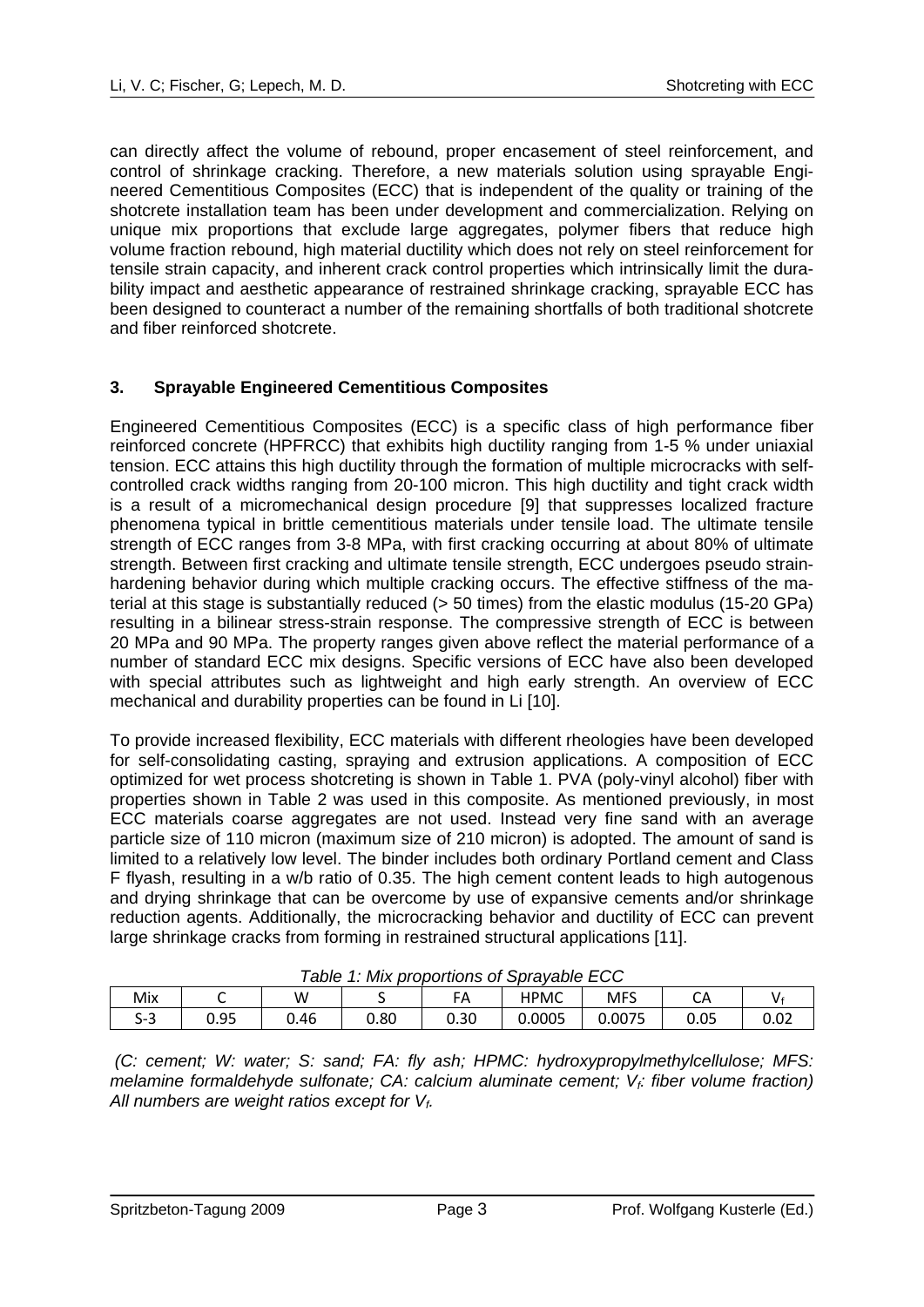can directly affect the volume of rebound, proper encasement of steel reinforcement, and control of shrinkage cracking. Therefore, a new materials solution using sprayable Engineered Cementitious Composites (ECC) that is independent of the quality or training of the shotcrete installation team has been under development and commercialization. Relying on unique mix proportions that exclude large aggregates, polymer fibers that reduce high volume fraction rebound, high material ductility which does not rely on steel reinforcement for tensile strain capacity, and inherent crack control properties which intrinsically limit the durability impact and aesthetic appearance of restrained shrinkage cracking, sprayable ECC has been designed to counteract a number of the remaining shortfalls of both traditional shotcrete and fiber reinforced shotcrete.

## 3. Sprayable Engineered Cementitious Composites

Engineered Cementitious Composites (ECC) is a specific class of high performance fiber reinforced concrete (HPFRCC) that exhibits high ductility ranging from 1-5 % under uniaxial tension. ECC attains this high ductility through the formation of multiple microcracks with self-controlled crack widths ranging from 20-100 micron. This high ductility and tight crack width is a result of a micromechanical design procedure [9] that suppresses localized fracture phenomena typical in brittle cementitious materials under tensile load. The ultimate tensile strength of ECC ranges from 3-8 MPa, with first cracking occurring at about 80% of ultimate strength. Between first cracking and ultimate tensile strength, ECC undergoes pseudo strain-hardening behavior during which multiple cracking occurs. The effective stiffness of the material at this stage is substantially reduced (> 50 times) from the elastic modulus (15-20 GPa) resulting in a bilinear stress-strain response. The compressive strength of ECC is between 20 MPa and 90 MPa. The property ranges given above reflect the material performance of a number of standard ECC mix designs. Specific versions of ECC have also been developed with special attributes such as lightweight and high early strength. An overview of ECC mechanical and durability properties can be found in Li [10].

To provide increased flexibility, ECC materials with different rheologies have been developed for self-consolidating casting, spraying and extrusion applications. A composition of ECC optimized for wet process shotcreting is shown in Table 1. PVA (poly-vinyl alcohol) fiber with properties shown in Table 2 was used in this composite. As mentioned previously, in most ECC materials coarse aggregates are not used. Instead very fine sand with an average particle size of 110 micron (maximum size of 210 micron) is adopted. The amount of sand is limited to a relatively low level. The binder includes both ordinary Portland cement and Class F flyash, resulting in a w/b ratio of 0.35. The high cement content leads to high autogenous and drying shrinkage that can be overcome by use of expansive cements and/or shrinkage reduction agents. Additionally, the microcracking behavior and ductility of ECC can prevent large shrinkage cracks from forming in restrained structural applications [11].

*Table 1: Mix proportions of Sprayable ECC*

| Mix | C | W | S | FA | HPMC | MFS | CA | $V_f$ |
|---|---|---|---|---|---|---|---|---|
| S-3 | 0.95 | 0.46 | 0.80 | 0.30 | 0.0005 | 0.0075 | 0.05 | 0.02 |

*(C: cement; W: water; S: sand; FA: fly ash; HPMC: hydroxypropylmethylcellulose; MFS: melamine formaldehyde sulfonate; CA: calcium aluminate cement; $V_f$: fiber volume fraction) All numbers are weight ratios except for $V_f$.*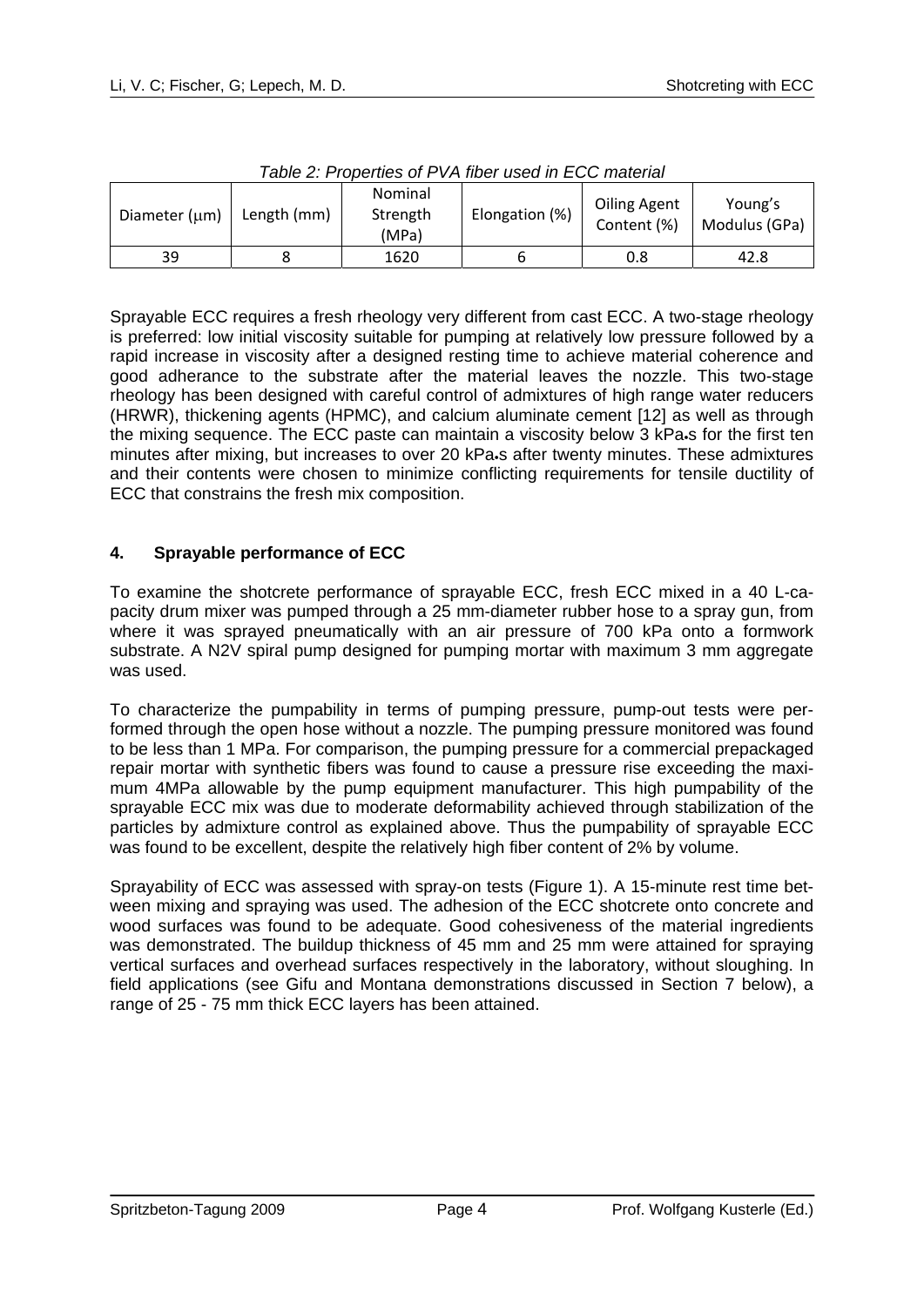*Table 2: Properties of PVA fiber used in ECC material*

| Diameter (μm) | Length (mm) | Nominal Strength (MPa) | Elongation (%) | Oiling Agent Content (%) | Young's Modulus (GPa) |
|---|---|---|---|---|---|
| 39 | 8 | 1620 | 6 | 0.8 | 42.8 |

Sprayable ECC requires a fresh rheology very different from cast ECC. A two-stage rheology is preferred: low initial viscosity suitable for pumping at relatively low pressure followed by a rapid increase in viscosity after a designed resting time to achieve material coherence and good adherance to the substrate after the material leaves the nozzle. This two-stage rheology has been designed with careful control of admixtures of high range water reducers (HRWR), thickening agents (HPMC), and calcium aluminate cement [12] as well as through the mixing sequence. The ECC paste can maintain a viscosity below 3 kPa•s for the first ten minutes after mixing, but increases to over 20 kPa•s after twenty minutes. These admixtures and their contents were chosen to minimize conflicting requirements for tensile ductility of ECC that constrains the fresh mix composition.

## 4. Sprayable performance of ECC

To examine the shotcrete performance of sprayable ECC, fresh ECC mixed in a 40 L-capacity drum mixer was pumped through a 25 mm-diameter rubber hose to a spray gun, from where it was sprayed pneumatically with an air pressure of 700 kPa onto a formwork substrate. A N2V spiral pump designed for pumping mortar with maximum 3 mm aggregate was used.

To characterize the pumpability in terms of pumping pressure, pump-out tests were performed through the open hose without a nozzle. The pumping pressure monitored was found to be less than 1 MPa. For comparison, the pumping pressure for a commercial prepackaged repair mortar with synthetic fibers was found to cause a pressure rise exceeding the maximum 4MPa allowable by the pump equipment manufacturer. This high pumpability of the sprayable ECC mix was due to moderate deformability achieved through stabilization of the particles by admixture control as explained above. Thus the pumpability of sprayable ECC was found to be excellent, despite the relatively high fiber content of 2% by volume.

Sprayability of ECC was assessed with spray-on tests (Figure 1). A 15-minute rest time between mixing and spraying was used. The adhesion of the ECC shotcrete onto concrete and wood surfaces was found to be adequate. Good cohesiveness of the material ingredients was demonstrated. The buildup thickness of 45 mm and 25 mm were attained for spraying vertical surfaces and overhead surfaces respectively in the laboratory, without sloughing. In field applications (see Gifu and Montana demonstrations discussed in Section 7 below), a range of 25 - 75 mm thick ECC layers has been attained.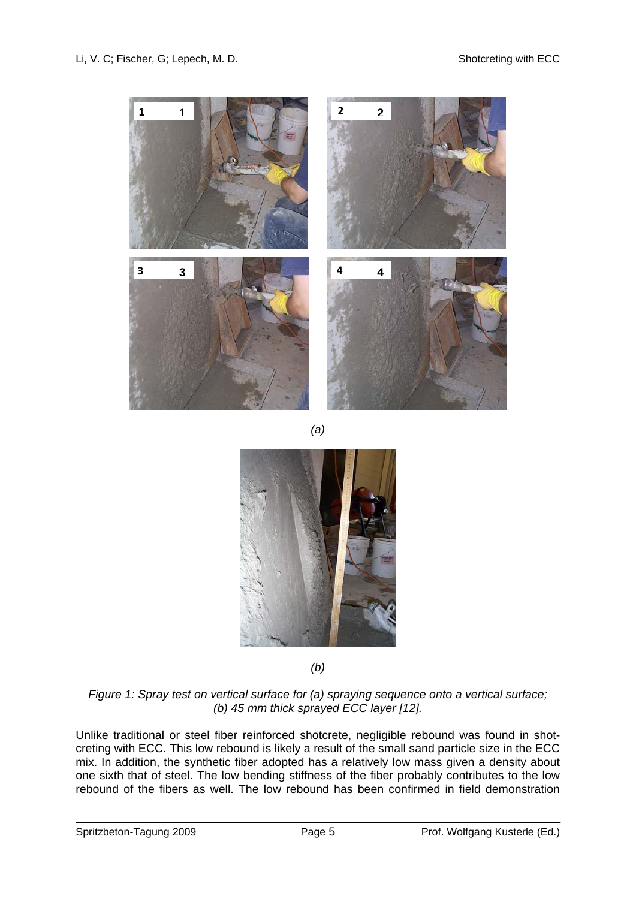(a)

(b)

*Figure 1: Spray test on vertical surface for (a) spraying sequence onto a vertical surface; (b) 45 mm thick sprayed ECC layer [12].*

Unlike traditional or steel fiber reinforced shotcrete, negligible rebound was found in shotcreting with ECC. This low rebound is likely a result of the small sand particle size in the ECC mix. In addition, the synthetic fiber adopted has a relatively low mass given a density about one sixth that of steel. The low bending stiffness of the fiber probably contributes to the low rebound of the fibers as well. The low rebound has been confirmed in field demonstration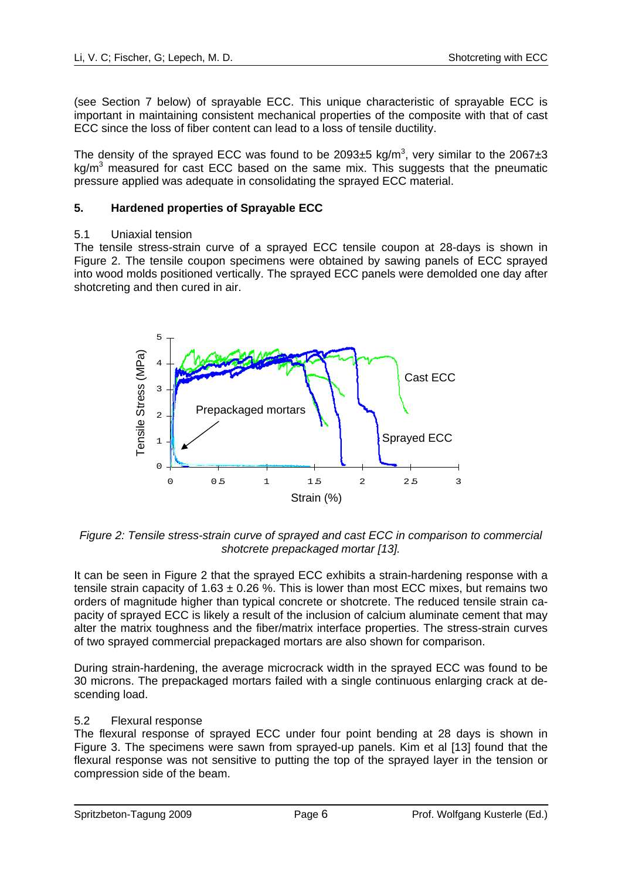(see Section 7 below) of sprayable ECC. This unique characteristic of sprayable ECC is important in maintaining consistent mechanical properties of the composite with that of cast ECC since the loss of fiber content can lead to a loss of tensile ductility.

The density of the sprayed ECC was found to be 2093±5 kg/m$^3$, very similar to the 2067±3 kg/m$^3$ measured for cast ECC based on the same mix. This suggests that the pneumatic pressure applied was adequate in consolidating the sprayed ECC material.

## 5. Hardened properties of Sprayable ECC

### 5.1 Uniaxial tension

The tensile stress-strain curve of a sprayed ECC tensile coupon at 28-days is shown in Figure 2. The tensile coupon specimens were obtained by sawing panels of ECC sprayed into wood molds positioned vertically. The sprayed ECC panels were demolded one day after shotcreting and then cured in air.

Tensile Stress (MPa)
5
4
3
2
1
0
0
0.5
1
1.5
2
2.5
3
Strain (%)
Cast ECC
Prepackaged mortars
Sprayed ECC

*Figure 2: Tensile stress-strain curve of sprayed and cast ECC in comparison to commercial shotcrete prepackaged mortar [13].*

It can be seen in Figure 2 that the sprayed ECC exhibits a strain-hardening response with a tensile strain capacity of 1.63 ± 0.26 %. This is lower than most ECC mixes, but remains two orders of magnitude higher than typical concrete or shotcrete. The reduced tensile strain capacity of sprayed ECC is likely a result of the inclusion of calcium aluminate cement that may alter the matrix toughness and the fiber/matrix interface properties. The stress-strain curves of two sprayed commercial prepackaged mortars are also shown for comparison.

During strain-hardening, the average microcrack width in the sprayed ECC was found to be 30 microns. The prepackaged mortars failed with a single continuous enlarging crack at descending load.

### 5.2 Flexural response

The flexural response of sprayed ECC under four point bending at 28 days is shown in Figure 3. The specimens were sawn from sprayed-up panels. Kim et al [13] found that the flexural response was not sensitive to putting the top of the sprayed layer in the tension or compression side of the beam.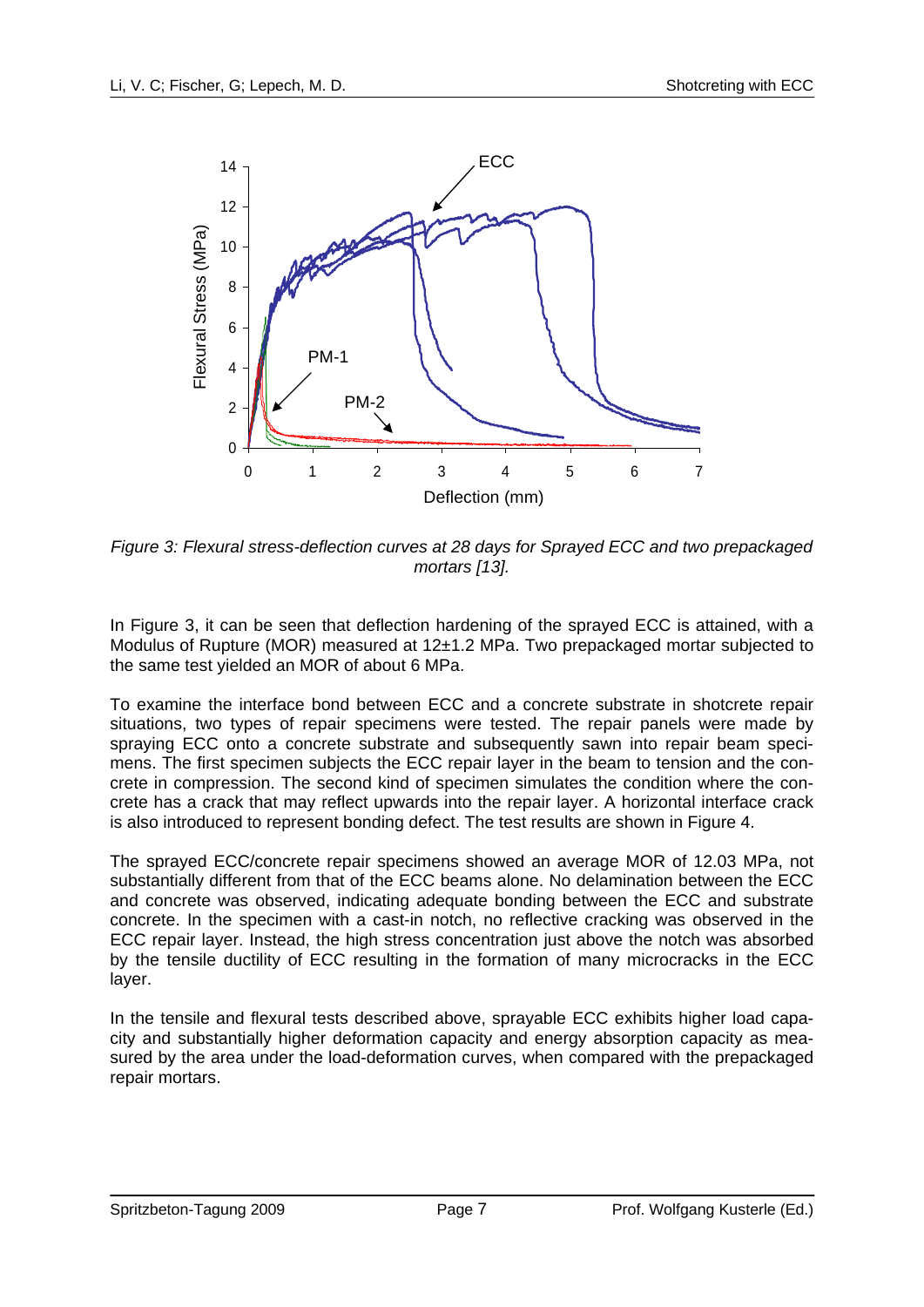14
12
10
8
6
4
2
0
Flexural Stress (MPa)
0
1
2
3
4
5
6
7
Deflection (mm)
ECC
PM-1
PM-2

*Figure 3: Flexural stress-deflection curves at 28 days for Sprayed ECC and two prepackaged mortars [13].*

In Figure 3, it can be seen that deflection hardening of the sprayed ECC is attained, with a Modulus of Rupture (MOR) measured at 12±1.2 MPa. Two prepackaged mortar subjected to the same test yielded an MOR of about 6 MPa.

To examine the interface bond between ECC and a concrete substrate in shotcrete repair situations, two types of repair specimens were tested. The repair panels were made by spraying ECC onto a concrete substrate and subsequently sawn into repair beam specimens. The first specimen subjects the ECC repair layer in the beam to tension and the concrete in compression. The second kind of specimen simulates the condition where the concrete has a crack that may reflect upwards into the repair layer. A horizontal interface crack is also introduced to represent bonding defect. The test results are shown in Figure 4.

The sprayed ECC/concrete repair specimens showed an average MOR of 12.03 MPa, not substantially different from that of the ECC beams alone. No delamination between the ECC and concrete was observed, indicating adequate bonding between the ECC and substrate concrete. In the specimen with a cast-in notch, no reflective cracking was observed in the ECC repair layer. Instead, the high stress concentration just above the notch was absorbed by the tensile ductility of ECC resulting in the formation of many microcracks in the ECC layer.

In the tensile and flexural tests described above, sprayable ECC exhibits higher load capacity and substantially higher deformation capacity and energy absorption capacity as measured by the area under the load-deformation curves, when compared with the prepackaged repair mortars.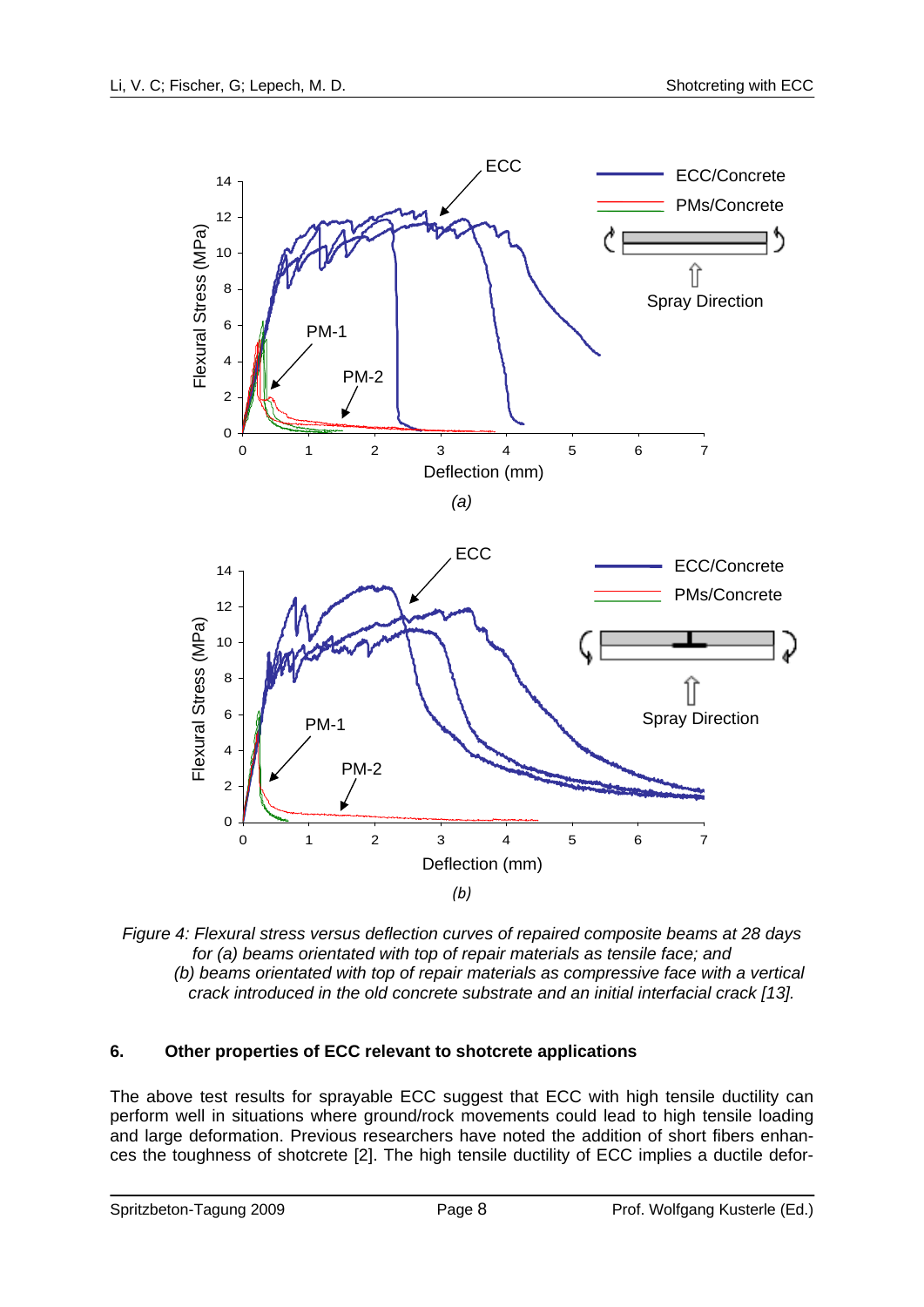ECC

14
12
10
8
6
4
2
0

Flexural Stress (MPa)

PM-1

PM-2

0 1 2 3 4 5 6 7

Deflection (mm)

ECC/Concrete

PMs/Concrete

Spray Direction

*(a)*

ECC

14
12
10
8
6
4
2
0

Flexural Stress (MPa)

PM-1

PM-2

0 1 2 3 4 5 6 7

Deflection (mm)

ECC/Concrete

PMs/Concrete

Spray Direction

*(b)*

*Figure 4: Flexural stress versus deflection curves of repaired composite beams at 28 days for (a) beams orientated with top of repair materials as tensile face; and (b) beams orientated with top of repair materials as compressive face with a vertical crack introduced in the old concrete substrate and an initial interfacial crack [13].*

## 6. Other properties of ECC relevant to shotcrete applications

The above test results for sprayable ECC suggest that ECC with high tensile ductility can perform well in situations where ground/rock movements could lead to high tensile loading and large deformation. Previous researchers have noted the addition of short fibers enhances the toughness of shotcrete [2]. The high tensile ductility of ECC implies a ductile defor-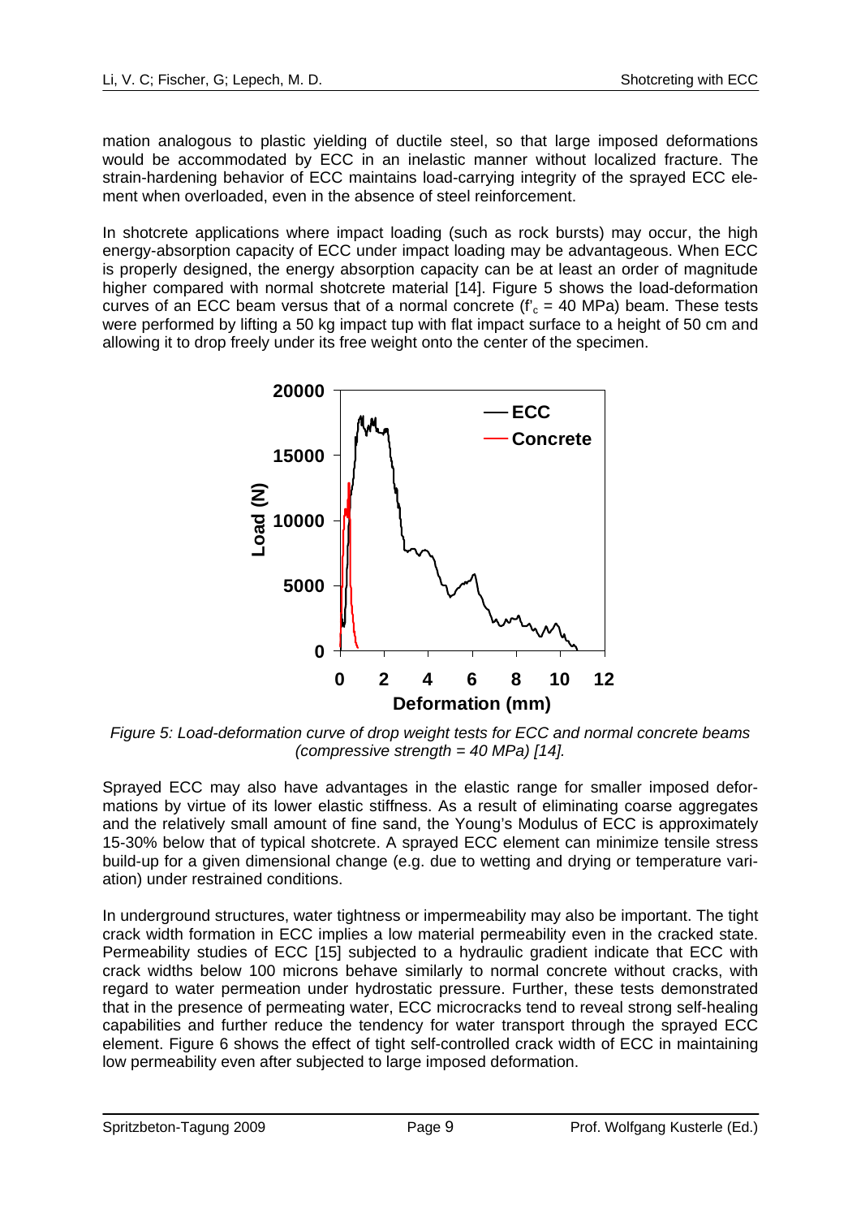mation analogous to plastic yielding of ductile steel, so that large imposed deformations would be accommodated by ECC in an inelastic manner without localized fracture. The strain-hardening behavior of ECC maintains load-carrying integrity of the sprayed ECC element when overloaded, even in the absence of steel reinforcement.

In shotcrete applications where impact loading (such as rock bursts) may occur, the high energy-absorption capacity of ECC under impact loading may be advantageous. When ECC is properly designed, the energy absorption capacity can be at least an order of magnitude higher compared with normal shotcrete material [14]. Figure 5 shows the load-deformation curves of an ECC beam versus that of a normal concrete ($f'_c$ = 40 MPa) beam. These tests were performed by lifting a 50 kg impact tup with flat impact surface to a height of 50 cm and allowing it to drop freely under its free weight onto the center of the specimen.

Load (N)
20000
15000
10000
5000
0
0
2
4
6
8
10
12
Deformation (mm)
ECC
Concrete

*Figure 5: Load-deformation curve of drop weight tests for ECC and normal concrete beams (compressive strength = 40 MPa) [14].*

Sprayed ECC may also have advantages in the elastic range for smaller imposed deformations by virtue of its lower elastic stiffness. As a result of eliminating coarse aggregates and the relatively small amount of fine sand, the Young's Modulus of ECC is approximately 15-30% below that of typical shotcrete. A sprayed ECC element can minimize tensile stress build-up for a given dimensional change (e.g. due to wetting and drying or temperature variation) under restrained conditions.

In underground structures, water tightness or impermeability may also be important. The tight crack width formation in ECC implies a low material permeability even in the cracked state. Permeability studies of ECC [15] subjected to a hydraulic gradient indicate that ECC with crack widths below 100 microns behave similarly to normal concrete without cracks, with regard to water permeation under hydrostatic pressure. Further, these tests demonstrated that in the presence of permeating water, ECC microcracks tend to reveal strong self-healing capabilities and further reduce the tendency for water transport through the sprayed ECC element. Figure 6 shows the effect of tight self-controlled crack width of ECC in maintaining low permeability even after subjected to large imposed deformation.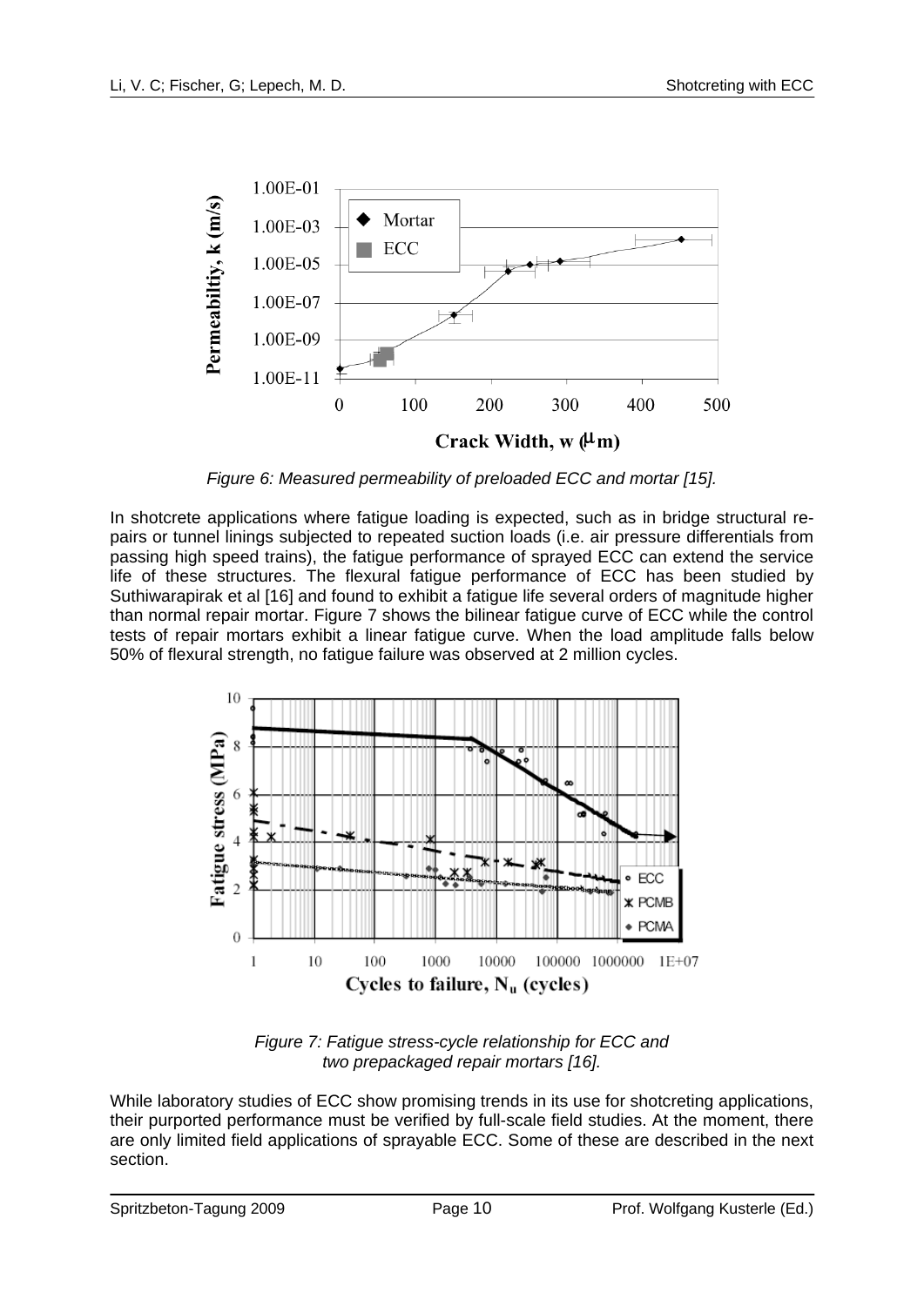1.00E-01

1.00E-03

1.00E-05

1.00E-07

1.00E-09

1.00E-11

Permeabiltiy, k (m/s)

Mortar

ECC

0 100 200 300 400 500

Crack Width, w (μm)

*Figure 6: Measured permeability of preloaded ECC and mortar [15].*

In shotcrete applications where fatigue loading is expected, such as in bridge structural repairs or tunnel linings subjected to repeated suction loads (i.e. air pressure differentials from passing high speed trains), the fatigue performance of sprayed ECC can extend the service life of these structures. The flexural fatigue performance of ECC has been studied by Suthiwarapirak et al [16] and found to exhibit a fatigue life several orders of magnitude higher than normal repair mortar. Figure 7 shows the bilinear fatigue curve of ECC while the control tests of repair mortars exhibit a linear fatigue curve. When the load amplitude falls below 50% of flexural strength, no fatigue failure was observed at 2 million cycles.

10

8

6

4

2

0

Fatigue stress (MPa)

ECC

PCMB

PCMA

1 10 100 1000 10000 100000 1000000 1E+07

Cycles to failure, $N_u$ (cycles)

*Figure 7: Fatigue stress-cycle relationship for ECC and two prepackaged repair mortars [16].*

While laboratory studies of ECC show promising trends in its use for shotcreting applications, their purported performance must be verified by full-scale field studies. At the moment, there are only limited field applications of sprayable ECC. Some of these are described in the next section.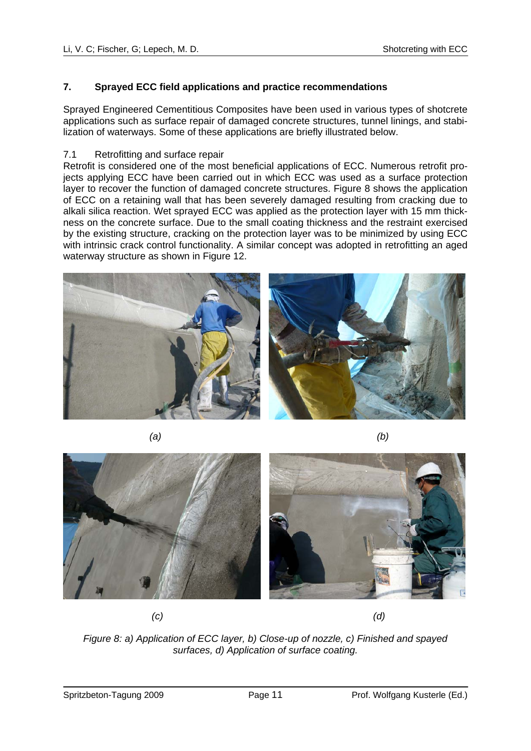## 7. Sprayed ECC field applications and practice recommendations

Sprayed Engineered Cementitious Composites have been used in various types of shotcrete applications such as surface repair of damaged concrete structures, tunnel linings, and stabilization of waterways. Some of these applications are briefly illustrated below.

### 7.1 Retrofitting and surface repair

Retrofit is considered one of the most beneficial applications of ECC. Numerous retrofit projects applying ECC have been carried out in which ECC was used as a surface protection layer to recover the function of damaged concrete structures. Figure 8 shows the application of ECC on a retaining wall that has been severely damaged resulting from cracking due to alkali silica reaction. Wet sprayed ECC was applied as the protection layer with 15 mm thickness on the concrete surface. Due to the small coating thickness and the restraint exercised by the existing structure, cracking on the protection layer was to be minimized by using ECC with intrinsic crack control functionality. A similar concept was adopted in retrofitting an aged waterway structure as shown in Figure 12.

*(a)* *(b)*

*(c)* *(d)*

*Figure 8: a) Application of ECC layer, b) Close-up of nozzle, c) Finished and spayed surfaces, d) Application of surface coating.*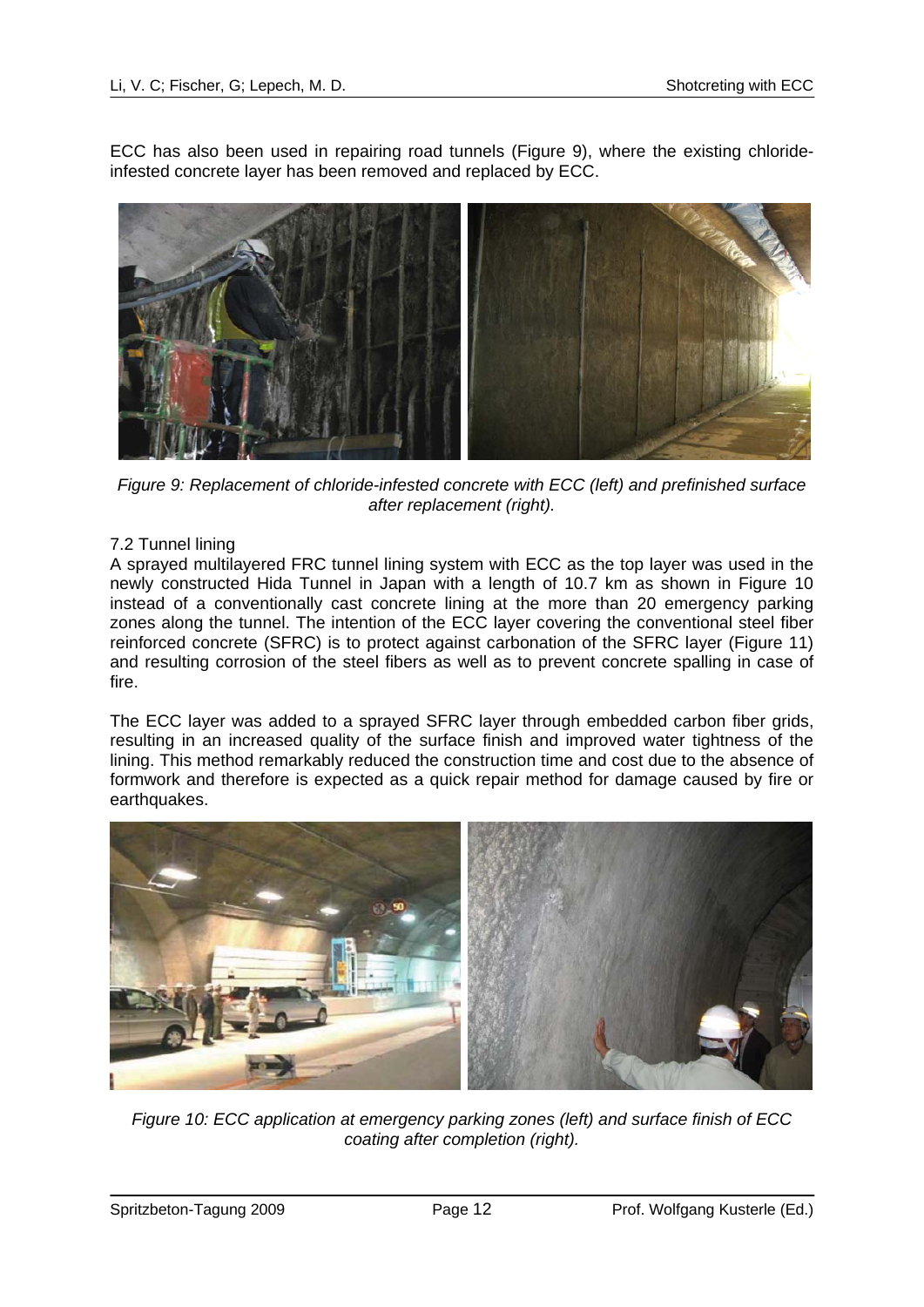ECC has also been used in repairing road tunnels (Figure 9), where the existing chloride-infested concrete layer has been removed and replaced by ECC.

*Figure 9: Replacement of chloride-infested concrete with ECC (left) and prefinished surface after replacement (right).*

### 7.2 Tunnel lining

A sprayed multilayered FRC tunnel lining system with ECC as the top layer was used in the newly constructed Hida Tunnel in Japan with a length of 10.7 km as shown in Figure 10 instead of a conventionally cast concrete lining at the more than 20 emergency parking zones along the tunnel. The intention of the ECC layer covering the conventional steel fiber reinforced concrete (SFRC) is to protect against carbonation of the SFRC layer (Figure 11) and resulting corrosion of the steel fibers as well as to prevent concrete spalling in case of fire.

The ECC layer was added to a sprayed SFRC layer through embedded carbon fiber grids, resulting in an increased quality of the surface finish and improved water tightness of the lining. This method remarkably reduced the construction time and cost due to the absence of formwork and therefore is expected as a quick repair method for damage caused by fire or earthquakes.

*Figure 10: ECC application at emergency parking zones (left) and surface finish of ECC coating after completion (right).*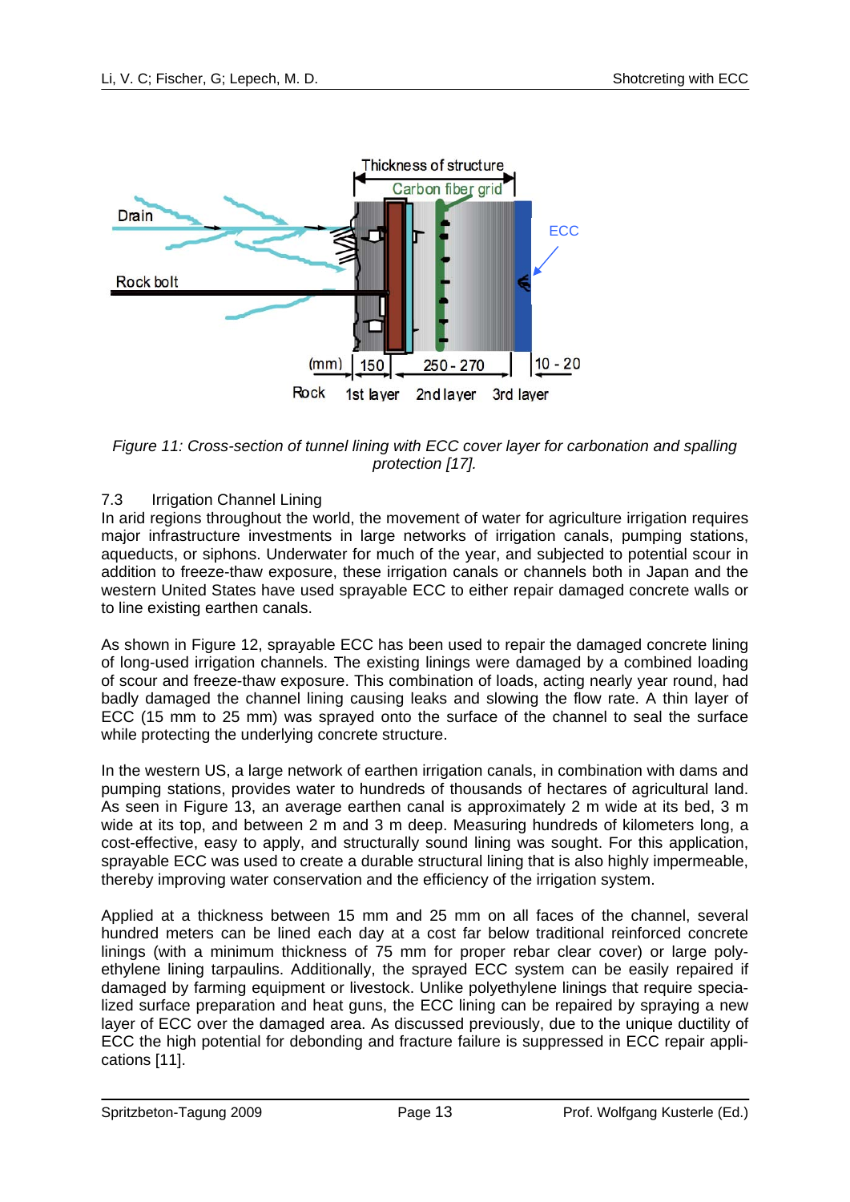Thickness of structure

Carbon fiber grid

Drain

ECC

Rock bolt

(mm) 150 250 - 270 10 - 20

Rock 1st layer 2nd layer 3rd layer

*Figure 11: Cross-section of tunnel lining with ECC cover layer for carbonation and spalling protection [17].*

## 7.3 Irrigation Channel Lining

In arid regions throughout the world, the movement of water for agriculture irrigation requires major infrastructure investments in large networks of irrigation canals, pumping stations, aqueducts, or siphons. Underwater for much of the year, and subjected to potential scour in addition to freeze-thaw exposure, these irrigation canals or channels both in Japan and the western United States have used sprayable ECC to either repair damaged concrete walls or to line existing earthen canals.

As shown in Figure 12, sprayable ECC has been used to repair the damaged concrete lining of long-used irrigation channels. The existing linings were damaged by a combined loading of scour and freeze-thaw exposure. This combination of loads, acting nearly year round, had badly damaged the channel lining causing leaks and slowing the flow rate. A thin layer of ECC (15 mm to 25 mm) was sprayed onto the surface of the channel to seal the surface while protecting the underlying concrete structure.

In the western US, a large network of earthen irrigation canals, in combination with dams and pumping stations, provides water to hundreds of thousands of hectares of agricultural land. As seen in Figure 13, an average earthen canal is approximately 2 m wide at its bed, 3 m wide at its top, and between 2 m and 3 m deep. Measuring hundreds of kilometers long, a cost-effective, easy to apply, and structurally sound lining was sought. For this application, sprayable ECC was used to create a durable structural lining that is also highly impermeable, thereby improving water conservation and the efficiency of the irrigation system.

Applied at a thickness between 15 mm and 25 mm on all faces of the channel, several hundred meters can be lined each day at a cost far below traditional reinforced concrete linings (with a minimum thickness of 75 mm for proper rebar clear cover) or large polyethylene lining tarpaulins. Additionally, the sprayed ECC system can be easily repaired if damaged by farming equipment or livestock. Unlike polyethylene linings that require specialized surface preparation and heat guns, the ECC lining can be repaired by spraying a new layer of ECC over the damaged area. As discussed previously, due to the unique ductility of ECC the high potential for debonding and fracture failure is suppressed in ECC repair applications [11].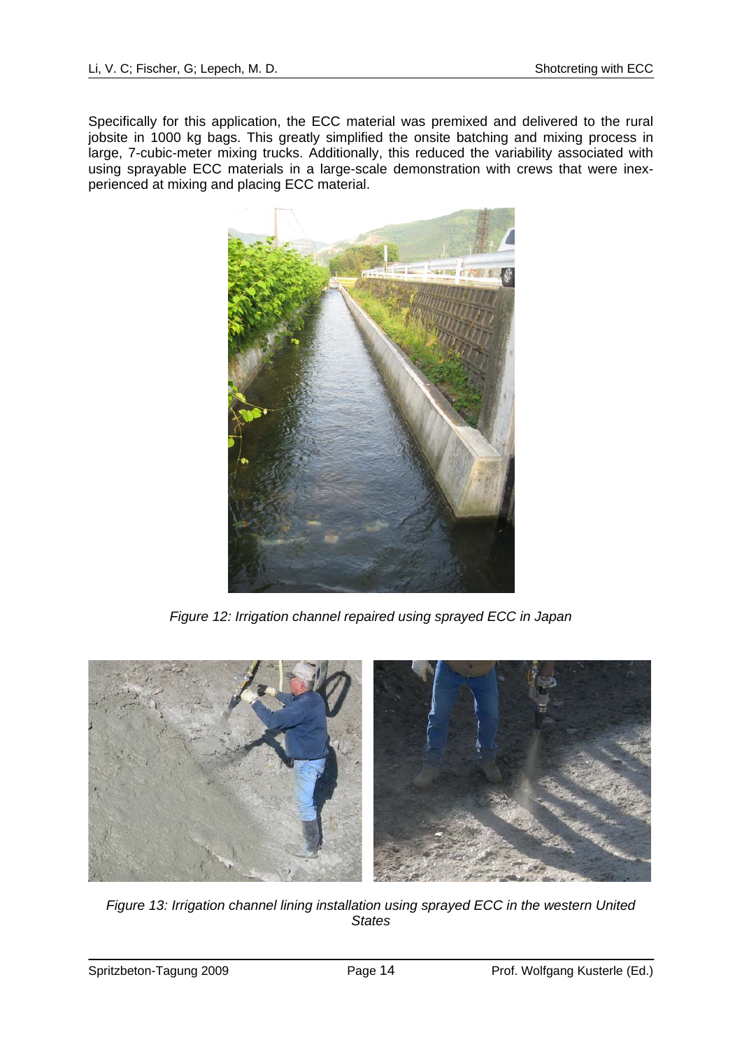Specifically for this application, the ECC material was premixed and delivered to the rural jobsite in 1000 kg bags. This greatly simplified the onsite batching and mixing process in large, 7-cubic-meter mixing trucks. Additionally, this reduced the variability associated with using sprayable ECC materials in a large-scale demonstration with crews that were inexperienced at mixing and placing ECC material.

*Figure 12: Irrigation channel repaired using sprayed ECC in Japan*

*Figure 13: Irrigation channel lining installation using sprayed ECC in the western United States*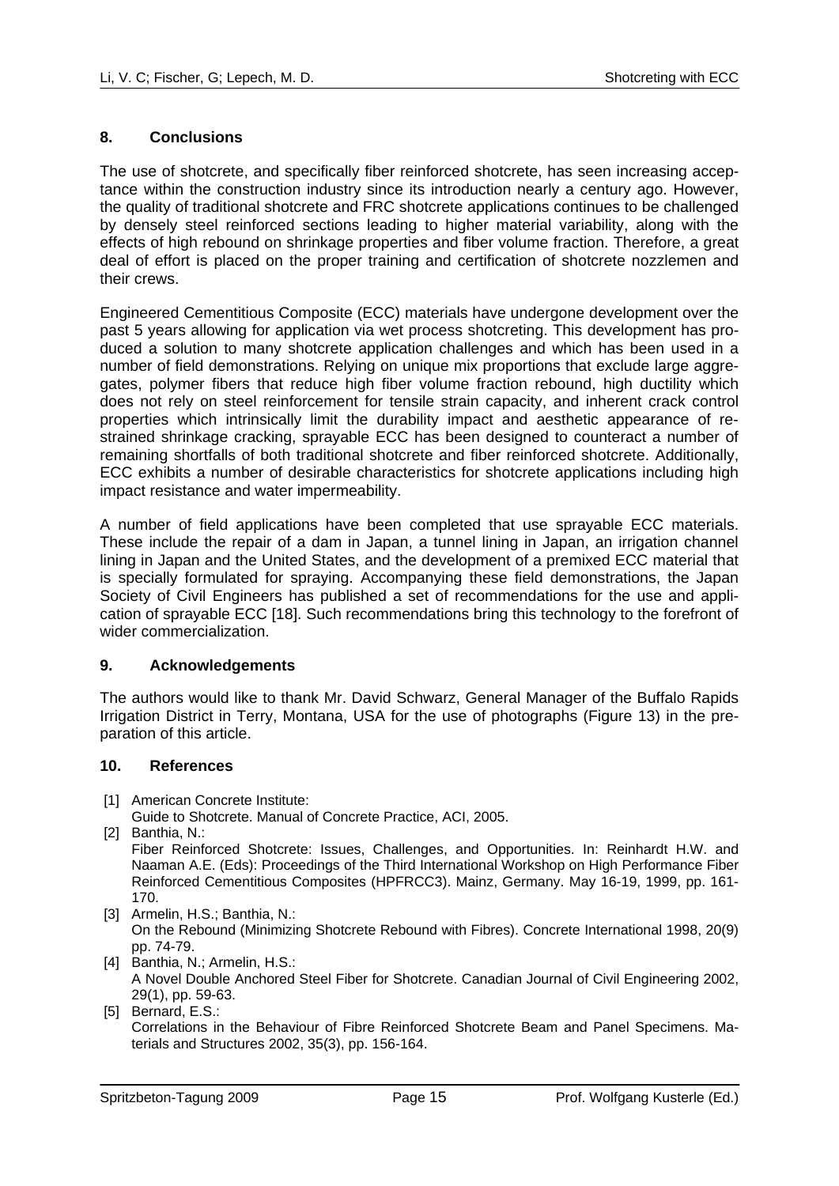## 8. Conclusions

The use of shotcrete, and specifically fiber reinforced shotcrete, has seen increasing acceptance within the construction industry since its introduction nearly a century ago. However, the quality of traditional shotcrete and FRC shotcrete applications continues to be challenged by densely steel reinforced sections leading to higher material variability, along with the effects of high rebound on shrinkage properties and fiber volume fraction. Therefore, a great deal of effort is placed on the proper training and certification of shotcrete nozzlemen and their crews.

Engineered Cementitious Composite (ECC) materials have undergone development over the past 5 years allowing for application via wet process shotcreting. This development has produced a solution to many shotcrete application challenges and which has been used in a number of field demonstrations. Relying on unique mix proportions that exclude large aggregates, polymer fibers that reduce high fiber volume fraction rebound, high ductility which does not rely on steel reinforcement for tensile strain capacity, and inherent crack control properties which intrinsically limit the durability impact and aesthetic appearance of restrained shrinkage cracking, sprayable ECC has been designed to counteract a number of remaining shortfalls of both traditional shotcrete and fiber reinforced shotcrete. Additionally, ECC exhibits a number of desirable characteristics for shotcrete applications including high impact resistance and water impermeability.

A number of field applications have been completed that use sprayable ECC materials. These include the repair of a dam in Japan, a tunnel lining in Japan, an irrigation channel lining in Japan and the United States, and the development of a premixed ECC material that is specially formulated for spraying. Accompanying these field demonstrations, the Japan Society of Civil Engineers has published a set of recommendations for the use and application of sprayable ECC [18]. Such recommendations bring this technology to the forefront of wider commercialization.

## 9. Acknowledgements

The authors would like to thank Mr. David Schwarz, General Manager of the Buffalo Rapids Irrigation District in Terry, Montana, USA for the use of photographs (Figure 13) in the preparation of this article.

## 10. References

[1] American Concrete Institute:
Guide to Shotcrete. Manual of Concrete Practice, ACI, 2005.

[2] Banthia, N.:
Fiber Reinforced Shotcrete: Issues, Challenges, and Opportunities. In: Reinhardt H.W. and Naaman A.E. (Eds): Proceedings of the Third International Workshop on High Performance Fiber Reinforced Cementitious Composites (HPFRCC3). Mainz, Germany. May 16-19, 1999, pp. 161-170.

[3] Armelin, H.S.; Banthia, N.:
On the Rebound (Minimizing Shotcrete Rebound with Fibres). Concrete International 1998, 20(9) pp. 74-79.

[4] Banthia, N.; Armelin, H.S.:
A Novel Double Anchored Steel Fiber for Shotcrete. Canadian Journal of Civil Engineering 2002, 29(1), pp. 59-63.

[5] Bernard, E.S.:
Correlations in the Behaviour of Fibre Reinforced Shotcrete Beam and Panel Specimens. Materials and Structures 2002, 35(3), pp. 156-164.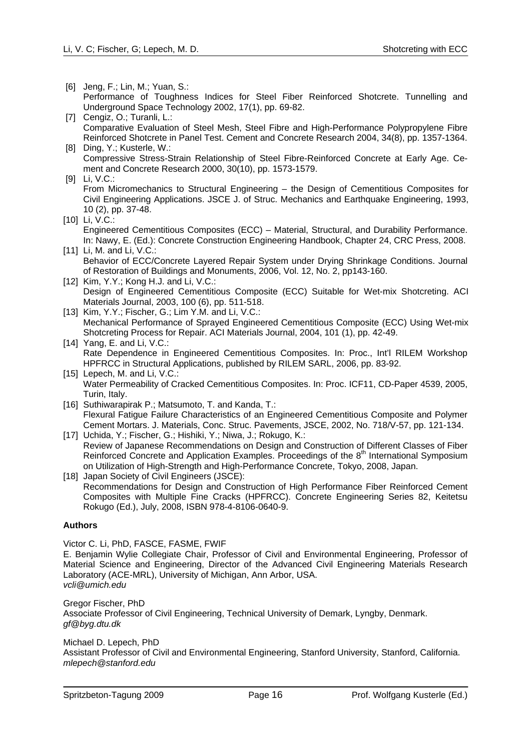[6] Jeng, F.; Lin, M.; Yuan, S.:
Performance of Toughness Indices for Steel Fiber Reinforced Shotcrete. Tunnelling and Underground Space Technology 2002, 17(1), pp. 69-82.

[7] Cengiz, O.; Turanli, L.:
Comparative Evaluation of Steel Mesh, Steel Fibre and High-Performance Polypropylene Fibre Reinforced Shotcrete in Panel Test. Cement and Concrete Research 2004, 34(8), pp. 1357-1364.

[8] Ding, Y.; Kusterle, W.:
Compressive Stress-Strain Relationship of Steel Fibre-Reinforced Concrete at Early Age. Cement and Concrete Research 2000, 30(10), pp. 1573-1579.

[9] Li, V.C.:
From Micromechanics to Structural Engineering – the Design of Cementitious Composites for Civil Engineering Applications. JSCE J. of Struc. Mechanics and Earthquake Engineering, 1993, 10 (2), pp. 37-48.

[10] Li, V.C.:
Engineered Cementitious Composites (ECC) – Material, Structural, and Durability Performance. In: Nawy, E. (Ed.): Concrete Construction Engineering Handbook, Chapter 24, CRC Press, 2008.

[11] Li, M. and Li, V.C.:
Behavior of ECC/Concrete Layered Repair System under Drying Shrinkage Conditions. Journal of Restoration of Buildings and Monuments, 2006, Vol. 12, No. 2, pp143-160.

[12] Kim, Y.Y.; Kong H.J. and Li, V.C.:
Design of Engineered Cementitious Composite (ECC) Suitable for Wet-mix Shotcreting. ACI Materials Journal, 2003, 100 (6), pp. 511-518.

[13] Kim, Y.Y.; Fischer, G.; Lim Y.M. and Li, V.C.:
Mechanical Performance of Sprayed Engineered Cementitious Composite (ECC) Using Wet-mix Shotcreting Process for Repair. ACI Materials Journal, 2004, 101 (1), pp. 42-49.

[14] Yang, E. and Li, V.C.:
Rate Dependence in Engineered Cementitious Composites. In: Proc., Int'l RILEM Workshop HPFRCC in Structural Applications, published by RILEM SARL, 2006, pp. 83-92.

[15] Lepech, M. and Li, V.C.:
Water Permeability of Cracked Cementitious Composites. In: Proc. ICF11, CD-Paper 4539, 2005, Turin, Italy.

[16] Suthiwarapirak P.; Matsumoto, T. and Kanda, T.:
Flexural Fatigue Failure Characteristics of an Engineered Cementitious Composite and Polymer Cement Mortars. J. Materials, Conc. Struc. Pavements, JSCE, 2002, No. 718/V-57, pp. 121-134.

[17] Uchida, Y.; Fischer, G.; Hishiki, Y.; Niwa, J.; Rokugo, K.:
Review of Japanese Recommendations on Design and Construction of Different Classes of Fiber Reinforced Concrete and Application Examples. Proceedings of the 8th International Symposium on Utilization of High-Strength and High-Performance Concrete, Tokyo, 2008, Japan.

[18] Japan Society of Civil Engineers (JSCE):
Recommendations for Design and Construction of High Performance Fiber Reinforced Cement Composites with Multiple Fine Cracks (HPFRCC). Concrete Engineering Series 82, Keitetsu Rokugo (Ed.), July, 2008, ISBN 978-4-8106-0640-9.

**Authors**

Victor C. Li, PhD, FASCE, FASME, FWIF
E. Benjamin Wylie Collegiate Chair, Professor of Civil and Environmental Engineering, Professor of Material Science and Engineering, Director of the Advanced Civil Engineering Materials Research Laboratory (ACE-MRL), University of Michigan, Ann Arbor, USA.
*vcli@umich.edu*

Gregor Fischer, PhD
Associate Professor of Civil Engineering, Technical University of Demark, Lyngby, Denmark.
*gf@byg.dtu.dk*

Michael D. Lepech, PhD
Assistant Professor of Civil and Environmental Engineering, Stanford University, Stanford, California.
*mlepech@stanford.edu*